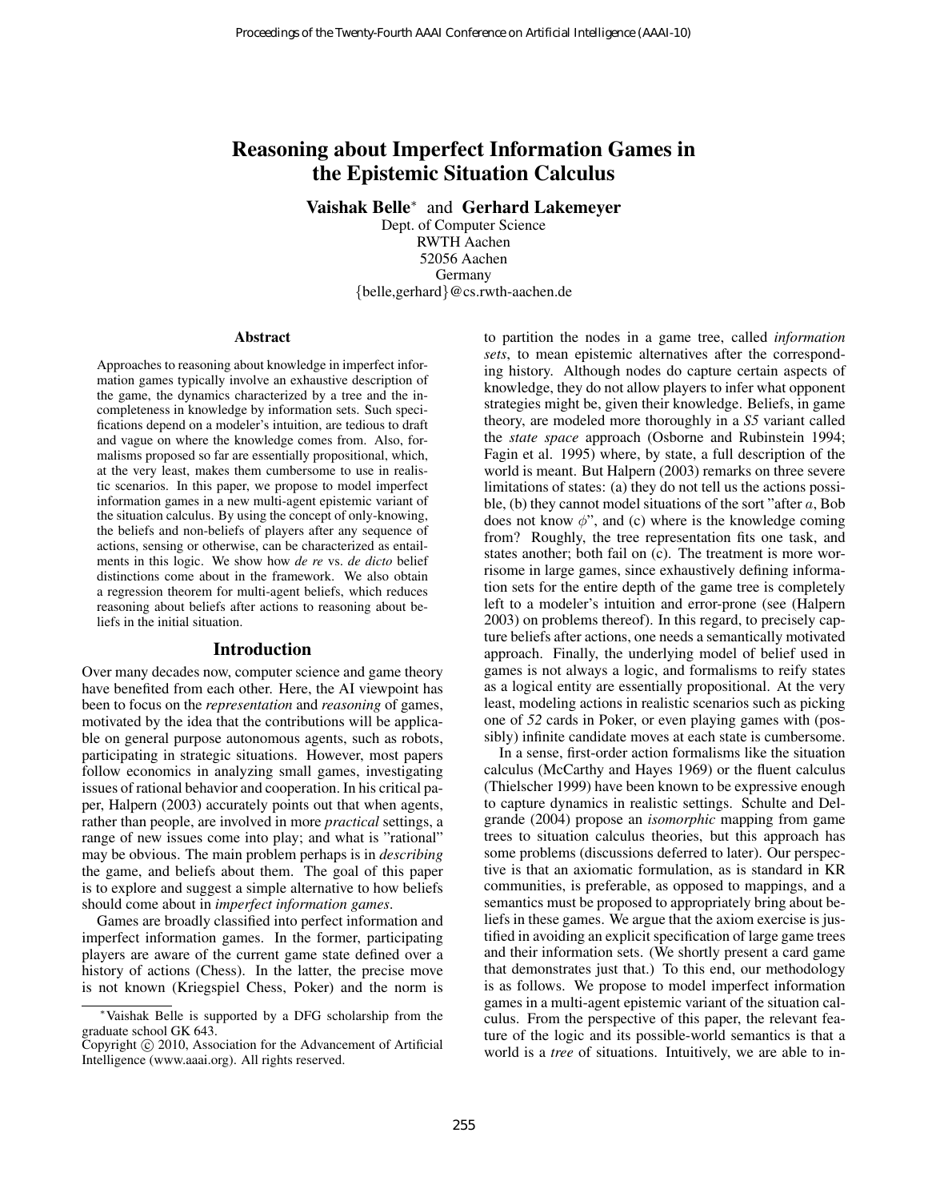# Reasoning about Imperfect Information Games in the Epistemic Situation Calculus

**Vaishak Belle*** and **Gerhard Lakemeyer**

Dept. of Computer Science
RWTH Aachen
52056 Aachen
Germany
{belle,gerhard}@cs.rwth-aachen.de

## Abstract

Approaches to reasoning about knowledge in imperfect information games typically involve an exhaustive description of the game, the dynamics characterized by a tree and the incompleteness in knowledge by information sets. Such specifications depend on a modeler's intuition, are tedious to draft and vague on where the knowledge comes from. Also, formalisms proposed so far are essentially propositional, which, at the very least, makes them cumbersome to use in realistic scenarios. In this paper, we propose to model imperfect information games in a new multi-agent epistemic variant of the situation calculus. By using the concept of only-knowing, the beliefs and non-beliefs of players after any sequence of actions, sensing or otherwise, can be characterized as entailments in this logic. We show how *de re* vs. *de dicto* belief distinctions come about in the framework. We also obtain a regression theorem for multi-agent beliefs, which reduces reasoning about beliefs after actions to reasoning about beliefs in the initial situation.

## Introduction

Over many decades now, computer science and game theory have benefited from each other. Here, the AI viewpoint has been to focus on the *representation* and *reasoning* of games, motivated by the idea that the contributions will be applicable on general purpose autonomous agents, such as robots, participating in strategic situations. However, most papers follow economics in analyzing small games, investigating issues of rational behavior and cooperation. In his critical paper, Halpern (2003) accurately points out that when agents, rather than people, are involved in more *practical* settings, a range of new issues come into play; and what is "rational" may be obvious. The main problem perhaps is in *describing* the game, and beliefs about them. The goal of this paper is to explore and suggest a simple alternative to how beliefs should come about in *imperfect information games*.

Games are broadly classified into perfect information and imperfect information games. In the former, participating players are aware of the current game state defined over a history of actions (Chess). In the latter, the precise move is not known (Kriegspiel Chess, Poker) and the norm is to partition the nodes in a game tree, called *information sets*, to mean epistemic alternatives after the corresponding history. Although nodes do capture certain aspects of knowledge, they do not allow players to infer what opponent strategies might be, given their knowledge. Beliefs, in game theory, are modeled more thoroughly in a *S5* variant called the *state space* approach (Osborne and Rubinstein 1994; Fagin et al. 1995) where, by state, a full description of the world is meant. But Halpern (2003) remarks on three severe limitations of states: (a) they do not tell us the actions possible, (b) they cannot model situations of the sort "after $a$, Bob does not know $\phi$", and (c) where is the knowledge coming from? Roughly, the tree representation fits one task, and states another; both fail on (c). The treatment is more worrisome in large games, since exhaustively defining information sets for the entire depth of the game tree is completely left to a modeler's intuition and error-prone (see (Halpern 2003) on problems thereof). In this regard, to precisely capture beliefs after actions, one needs a semantically motivated approach. Finally, the underlying model of belief used in games is not always a logic, and formalisms to reify states as a logical entity are essentially propositional. At the very least, modeling actions in realistic scenarios such as picking one of *52* cards in Poker, or even playing games with (possibly) infinite candidate moves at each state is cumbersome.

In a sense, first-order action formalisms like the situation calculus (McCarthy and Hayes 1969) or the fluent calculus (Thielscher 1999) have been known to be expressive enough to capture dynamics in realistic settings. Schulte and Delgrande (2004) propose an *isomorphic* mapping from game trees to situation calculus theories, but this approach has some problems (discussions deferred to later). Our perspective is that an axiomatic formulation, as is standard in KR communities, is preferable, as opposed to mappings, and a semantics must be proposed to appropriately bring about beliefs in these games. We argue that the axiom exercise is justified in avoiding an explicit specification of large game trees and their information sets. (We shortly present a card game that demonstrates just that.) To this end, our methodology is as follows. We propose to model imperfect information games in a multi-agent epistemic variant of the situation calculus. From the perspective of this paper, the relevant feature of the logic and its possible-world semantics is that a world is a *tree* of situations. Intuitively, we are able to in-

---

*Vaishak Belle is supported by a DFG scholarship from the graduate school GK 643.

Copyright © 2010, Association for the Advancement of Artificial Intelligence (www.aaai.org). All rights reserved.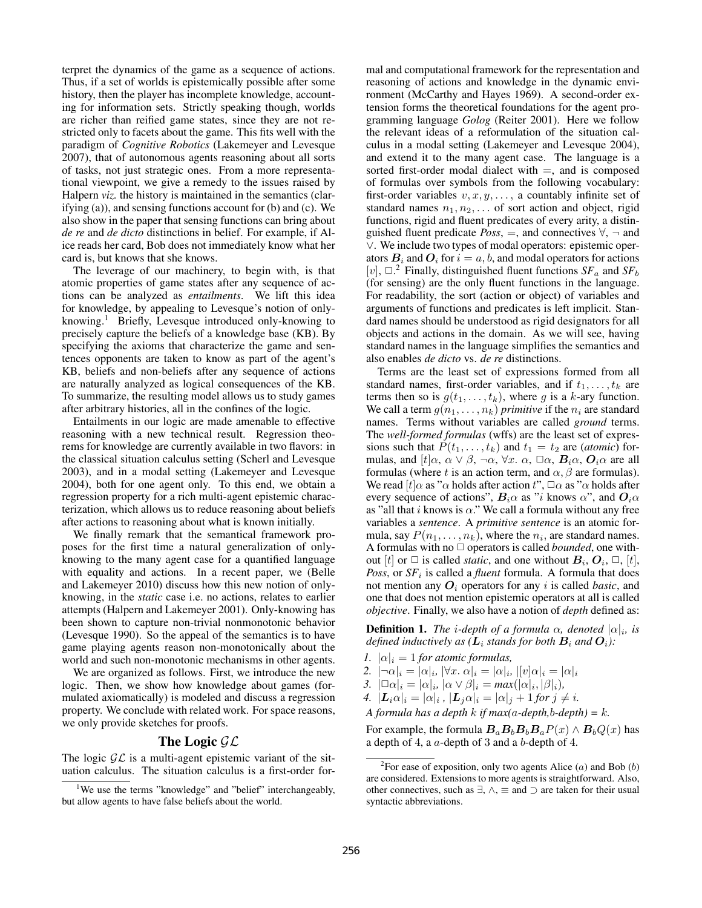terpret the dynamics of the game as a sequence of actions. Thus, if a set of worlds is epistemically possible after some history, then the player has incomplete knowledge, accounting for information sets. Strictly speaking though, worlds are richer than reified game states, since they are not restricted only to facets about the game. This fits well with the paradigm of *Cognitive Robotics* (Lakemeyer and Levesque 2007), that of autonomous agents reasoning about all sorts of tasks, not just strategic ones. From a more representational viewpoint, we give a remedy to the issues raised by Halpern *viz.* the history is maintained in the semantics (clarifying (a)), and sensing functions account for (b) and (c). We also show in the paper that sensing functions can bring about *de re* and *de dicto* distinctions in belief. For example, if Alice reads her card, Bob does not immediately know what her card is, but knows that she knows.

The leverage of our machinery, to begin with, is that atomic properties of game states after any sequence of actions can be analyzed as *entailments*. We lift this idea for knowledge, by appealing to Levesque's notion of only-knowing.[1] Briefly, Levesque introduced only-knowing to precisely capture the beliefs of a knowledge base (KB). By specifying the axioms that characterize the game and sentences opponents are taken to know as part of the agent's KB, beliefs and non-beliefs after any sequence of actions are naturally analyzed as logical consequences of the KB. To summarize, the resulting model allows us to study games after arbitrary histories, all in the confines of the logic.

Entailments in our logic are made amenable to effective reasoning with a new technical result. Regression theorems for knowledge are currently available in two flavors: in the classical situation calculus setting (Scherl and Levesque 2003), and in a modal setting (Lakemeyer and Levesque 2004), both for one agent only. To this end, we obtain a regression property for a rich multi-agent epistemic characterization, which allows us to reduce reasoning about beliefs after actions to reasoning about what is known initially.

We finally remark that the semantical framework proposes for the first time a natural generalization of only-knowing to the many agent case for a quantified language with equality and actions. In a recent paper, we (Belle and Lakemeyer 2010) discuss how this new notion of only-knowing, in the *static* case i.e. no actions, relates to earlier attempts (Halpern and Lakemeyer 2001). Only-knowing has been shown to capture non-trivial nonmonotonic behavior (Levesque 1990). So the appeal of the semantics is to have game playing agents reason non-monotonically about the world and such non-monotonic mechanisms in other agents.

We are organized as follows. First, we introduce the new logic. Then, we show how knowledge about games (formulated axiomatically) is modeled and discuss a regression property. We conclude with related work. For space reasons, we only provide sketches for proofs.

## The Logic $\mathcal{GL}$

The logic $\mathcal{GL}$ is a multi-agent epistemic variant of the situation calculus. The situation calculus is a first-order formal and computational framework for the representation and reasoning of actions and knowledge in the dynamic environment (McCarthy and Hayes 1969). A second-order extension forms the theoretical foundations for the agent programming language *Golog* (Reiter 2001). Here we follow the relevant ideas of a reformulation of the situation calculus in a modal setting (Lakemeyer and Levesque 2004), and extend it to the many agent case. The language is a sorted first-order modal dialect with $=$, and is composed of formulas over symbols from the following vocabulary: first-order variables $v, x, y, \ldots$, a countably infinite set of standard names $n_1, n_2, \ldots$ of sort action and object, rigid functions, rigid and fluent predicates of every arity, a distinguished fluent predicate *Poss*, $=$, and connectives $\forall$, $\neg$ and $\vee$. We include two types of modal operators: epistemic operators $\boldsymbol{B}_i$ and $\boldsymbol{O}_i$ for $i = a, b$, and modal operators for actions $[v]$, $\Box$.[2] Finally, distinguished fluent functions $SF_a$ and $SF_b$ (for sensing) are the only fluent functions in the language. For readability, the sort (action or object) of variables and arguments of functions and predicates is left implicit. Standard names should be understood as rigid designators for all objects and actions in the domain. As we will see, having standard names in the language simplifies the semantics and also enables *de dicto* vs. *de re* distinctions.

Terms are the least set of expressions formed from all standard names, first-order variables, and if $t_1, \ldots, t_k$ are terms then so is $g(t_1, \ldots, t_k)$, where $g$ is a $k$-ary function. We call a term $g(n_1, \ldots, n_k)$ *primitive* if the $n_i$ are standard names. Terms without variables are called *ground* terms. The *well-formed formulas* (wffs) are the least set of expressions such that $P(t_1, \ldots, t_k)$ and $t_1 = t_2$ are (*atomic*) formulas, and $[t]\alpha$, $\alpha \vee \beta$, $\neg\alpha$, $\forall x.\ \alpha$, $\Box\alpha$, $\boldsymbol{B}_i\alpha$, $\boldsymbol{O}_i\alpha$ are all formulas (where $t$ is an action term, and $\alpha, \beta$ are formulas). We read $[t]\alpha$ as "$\alpha$ holds after action $t$", $\Box\alpha$ as "$\alpha$ holds after every sequence of actions", $\boldsymbol{B}_i\alpha$ as "$i$ knows $\alpha$", and $\boldsymbol{O}_i\alpha$ as "all that $i$ knows is $\alpha$." We call a formula without any free variables a *sentence*. A *primitive sentence* is an atomic formula, say $P(n_1, \ldots, n_k)$, where the $n_i$, are standard names. A formulas with no $\Box$ operators is called *bounded*, one without $[t]$ or $\Box$ is called *static*, and one without $\boldsymbol{B}_i$, $\boldsymbol{O}_i$, $\Box$, $[t]$, *Poss*, or $SF_i$ is called a *fluent* formula. A formula that does not mention any $\boldsymbol{O}_i$ operators for any $i$ is called *basic*, and one that does not mention epistemic operators at all is called *objective*. Finally, we also have a notion of *depth* defined as:

**Definition 1.** *The $i$-depth of a formula $\alpha$, denoted $|\alpha|_i$, is defined inductively as ($\boldsymbol{L}_i$ stands for both $\boldsymbol{B}_i$ and $\boldsymbol{O}_i$):*

1. *$|\alpha|_i = 1$ for atomic formulas,*
2. *$|\neg\alpha|_i = |\alpha|_i$, $|\forall x.\ \alpha|_i = |\alpha|_i$, $|[v]\alpha|_i = |\alpha|_i$*
3. *$|\Box\alpha|_i = |\alpha|_i$, $|\alpha \vee \beta|_i = max(|\alpha|_i, |\beta|_i)$,*
4. *$|\boldsymbol{L}_i\alpha|_i = |\alpha|_i$ , $|\boldsymbol{L}_j\alpha|_i = |\alpha|_j + 1$ for $j \neq i$.*

*A formula has a depth $k$ if max(a-depth,b-depth) = $k$.*

For example, the formula $\boldsymbol{B}_a\boldsymbol{B}_b\boldsymbol{B}_b\boldsymbol{B}_aP(x) \wedge \boldsymbol{B}_bQ(x)$ has a depth of 4, a $a$-depth of 3 and a $b$-depth of 4.

---

[1] We use the terms "knowledge" and "belief" interchangeably, but allow agents to have false beliefs about the world.

[2] For ease of exposition, only two agents Alice ($a$) and Bob ($b$) are considered. Extensions to more agents is straightforward. Also, other connectives, such as $\exists$, $\wedge$, $\equiv$ and $\supset$ are taken for their usual syntactic abbreviations.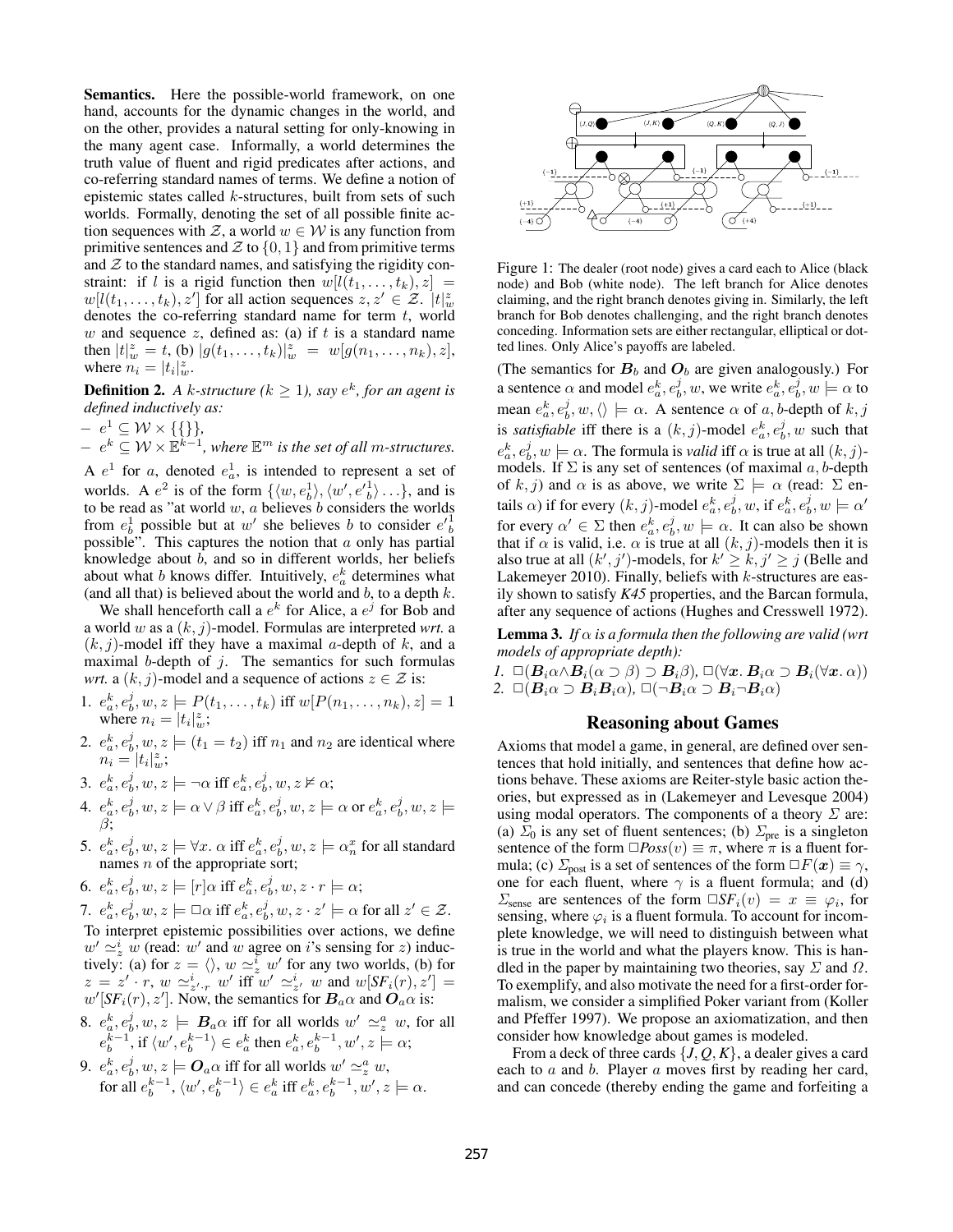**Semantics.** Here the possible-world framework, on one hand, accounts for the dynamic changes in the world, and on the other, provides a natural setting for only-knowing in the many agent case. Informally, a world determines the truth value of fluent and rigid predicates after actions, and co-referring standard names of terms. We define a notion of epistemic states called $k$-structures, built from sets of such worlds. Formally, denoting the set of all possible finite action sequences with $\mathcal{Z}$, a world $w \in \mathcal{W}$ is any function from primitive sentences and $\mathcal{Z}$ to $\{0, 1\}$ and from primitive terms and $\mathcal{Z}$ to the standard names, and satisfying the rigidity constraint: if $l$ is a rigid function then $w[l(t_1, \ldots, t_k), z] = w[l(t_1, \ldots, t_k), z']$ for all action sequences $z, z' \in \mathcal{Z}$. $|t|^z_w$ denotes the co-referring standard name for term $t$, world $w$ and sequence $z$, defined as: (a) if $t$ is a standard name then $|t|^z_w = t$, (b) $|g(t_1, \ldots, t_k)|^z_w = w[g(n_1, \ldots, n_k), z]$, where $n_i = |t_i|^z_w$.

**Definition 2.** *A $k$-structure ($k \geq 1$), say $e^k$, for an agent is defined inductively as:*

- $e^1 \subseteq \mathcal{W} \times \{\{\}\}$,
- $e^k \subseteq \mathcal{W} \times \mathbb{E}^{k-1}$, *where $\mathbb{E}^m$ is the set of all $m$-structures.*

A $e^1$ for $a$, denoted $e^1_a$, is intended to represent a set of worlds. A $e^2$ is of the form $\{\langle w, e^1_b \rangle, \langle w', e'^1_b \rangle \ldots\}$, and is to be read as "at world $w$, $a$ believes $b$ considers the worlds from $e^1_b$ possible but at $w'$ she believes $b$ to consider $e'^1_b$ possible". This captures the notion that $a$ only has partial knowledge about $b$, and so in different worlds, her beliefs about what $b$ knows differ. Intuitively, $e^k_a$ determines what (and all that) is believed about the world and $b$, to a depth $k$.

We shall henceforth call a $e^k$ for Alice, a $e^j$ for Bob and a world $w$ as a $(k, j)$-model. Formulas are interpreted *wrt.* a $(k, j)$-model iff they have a maximal $a$-depth of $k$, and a maximal $b$-depth of $j$. The semantics for such formulas *wrt.* a $(k, j)$-model and a sequence of actions $z \in \mathcal{Z}$ is:

1. $e^k_a, e^j_b, w, z \models P(t_1, \ldots, t_k)$ iff $w[P(n_1, \ldots, n_k), z] = 1$ where $n_i = |t_i|^z_w$;
2. $e^k_a, e^j_b, w, z \models (t_1 = t_2)$ iff $n_1$ and $n_2$ are identical where $n_i = |t_i|^z_w$;
3. $e^k_a, e^j_b, w, z \models \neg\alpha$ iff $e^k_a, e^j_b, w, z \not\models \alpha$;
4. $e^k_a, e^j_b, w, z \models \alpha \vee \beta$ iff $e^k_a, e^j_b, w, z \models \alpha$ or $e^k_a, e^j_b, w, z \models \beta$;
5. $e^k_a, e^j_b, w, z \models \forall x.\, \alpha$ iff $e^k_a, e^j_b, w, z \models \alpha^x_n$ for all standard names $n$ of the appropriate sort;
6. $e^k_a, e^j_b, w, z \models [r]\alpha$ iff $e^k_a, e^j_b, w, z \cdot r \models \alpha$;
7. $e^k_a, e^j_b, w, z \models \Box\alpha$ iff $e^k_a, e^j_b, w, z \cdot z' \models \alpha$ for all $z' \in \mathcal{Z}$.

To interpret epistemic possibilities over actions, we define $w' \simeq^i_z w$ (read: $w'$ and $w$ agree on $i$'s sensing for $z$) inductively: (a) for $z = \langle\rangle$, $w \simeq^i_z w'$ for any two worlds, (b) for $z = z' \cdot r$, $w \simeq^i_{z' \cdot r} w'$ iff $w' \simeq^i_{z'} w$ and $w[SF_i(r), z'] = w'[SF_i(r), z']$. Now, the semantics for $\boldsymbol{B}_a\alpha$ and $\boldsymbol{O}_a\alpha$ is:

8. $e^k_a, e^j_b, w, z \models \boldsymbol{B}_a\alpha$ iff for all worlds $w' \simeq^a_z w$, for all $e^{k-1}_b$, if $\langle w', e^{k-1}_b \rangle \in e^k_a$ then $e^k_a, e^{k-1}_b, w', z \models \alpha$;
9. $e^k_a, e^j_b, w, z \models \boldsymbol{O}_a\alpha$ iff for all worlds $w' \simeq^a_z w$, for all $e^{k-1}_b$, $\langle w', e^{k-1}_b \rangle \in e^k_a$ iff $e^k_a, e^{k-1}_b, w', z \models \alpha$.

Figure 1: The dealer (root node) gives a card each to Alice (black node) and Bob (white node). The left branch for Alice denotes claiming, and the right branch denotes giving in. Similarly, the left branch for Bob denotes challenging, and the right branch denotes conceding. Information sets are either rectangular, elliptical or dotted lines. Only Alice's payoffs are labeled.

(The semantics for $\boldsymbol{B}_b$ and $\boldsymbol{O}_b$ are given analogously.) For a sentence $\alpha$ and model $e^k_a, e^j_b, w$, we write $e^k_a, e^j_b, w \models \alpha$ to mean $e^k_a, e^j_b, w, \langle\rangle \models \alpha$. A sentence $\alpha$ of $a, b$-depth of $k, j$ is *satisfiable* iff there is a $(k, j)$-model $e^k_a, e^j_b, w$ such that $e^k_a, e^j_b, w \models \alpha$. The formula is *valid* iff $\alpha$ is true at all $(k, j)$-models. If $\Sigma$ is any set of sentences (of maximal $a, b$-depth of $k, j$) and $\alpha$ is as above, we write $\Sigma \models \alpha$ (read: $\Sigma$ entails $\alpha$) if for every $(k, j)$-model $e^k_a, e^j_b, w$, if $e^k_a, e^j_b, w \models \alpha'$ for every $\alpha' \in \Sigma$ then $e^k_a, e^j_b, w \models \alpha$. It can also be shown that if $\alpha$ is valid, i.e. $\alpha$ is true at all $(k, j)$-models then it is also true at all $(k', j')$-models, for $k' \geq k, j' \geq j$ (Belle and Lakemeyer 2010). Finally, beliefs with $k$-structures are easily shown to satisfy *K45* properties, and the Barcan formula, after any sequence of actions (Hughes and Cresswell 1972).

**Lemma 3.** *If $\alpha$ is a formula then the following are valid (wrt models of appropriate depth):*

1. $\Box(\boldsymbol{B}_i\alpha \wedge \boldsymbol{B}_i(\alpha \supset \beta) \supset \boldsymbol{B}_i\beta)$, $\Box(\forall \boldsymbol{x}.\, \boldsymbol{B}_i\alpha \supset \boldsymbol{B}_i(\forall \boldsymbol{x}.\, \alpha))$
2. $\Box(\boldsymbol{B}_i\alpha \supset \boldsymbol{B}_i\boldsymbol{B}_i\alpha)$, $\Box(\neg\boldsymbol{B}_i\alpha \supset \boldsymbol{B}_i\neg\boldsymbol{B}_i\alpha)$

## Reasoning about Games

Axioms that model a game, in general, are defined over sentences that hold initially, and sentences that define how actions behave. These axioms are Reiter-style basic action theories, but expressed as in (Lakemeyer and Levesque 2004) using modal operators. The components of a theory $\Sigma$ are: (a) $\Sigma_0$ is any set of fluent sentences; (b) $\Sigma_{\text{pre}}$ is a singleton sentence of the form $\Box Poss(v) \equiv \pi$, where $\pi$ is a fluent formula; (c) $\Sigma_{\text{post}}$ is a set of sentences of the form $\Box F(\boldsymbol{x}) \equiv \gamma$, one for each fluent, where $\gamma$ is a fluent formula; and (d) $\Sigma_{\text{sense}}$ are sentences of the form $\Box SF_i(v) = x \equiv \varphi_i$, for sensing, where $\varphi_i$ is a fluent formula. To account for incomplete knowledge, we will need to distinguish between what is true in the world and what the players know. This is handled in the paper by maintaining two theories, say $\Sigma$ and $\Omega$. To exemplify, and also motivate the need for a first-order formalism, we consider a simplified Poker variant from (Koller and Pfeffer 1997). We propose an axiomatization, and then consider how knowledge about games is modeled.

From a deck of three cards $\{J, Q, K\}$, a dealer gives a card each to $a$ and $b$. Player $a$ moves first by reading her card, and can concede (thereby ending the game and forfeiting a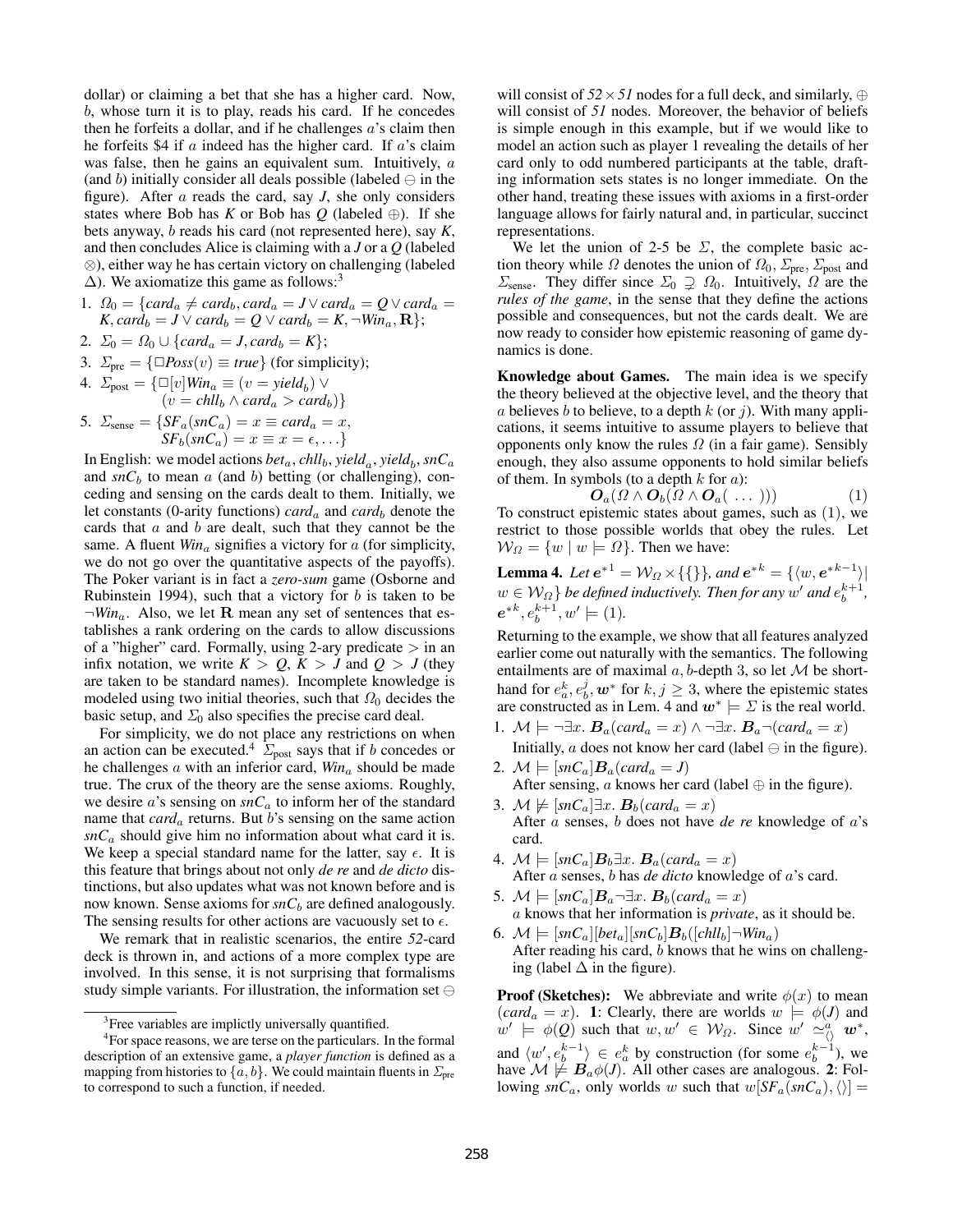dollar) or claiming a bet that she has a higher card. Now, $b$, whose turn it is to play, reads his card. If he concedes then he forfeits a dollar, and if he challenges $a$'s claim then he forfeits $4 if $a$ indeed has the higher card. If $a$'s claim was false, then he gains an equivalent sum. Intuitively, $a$ (and $b$) initially consider all deals possible (labeled $\ominus$ in the figure). After $a$ reads the card, say $J$, she only considers states where Bob has $K$ or Bob has $Q$ (labeled $\oplus$). If she bets anyway, $b$ reads his card (not represented here), say $K$, and then concludes Alice is claiming with a $J$ or a $Q$ (labeled $\otimes$), either way he has certain victory on challenging (labeled $\Delta$). We axiomatize this game as follows:[3]

1. $\Omega_0 = \{card_a \neq card_b, card_a = J \vee card_a = Q \vee card_a = K, card_b = J \vee card_b = Q \vee card_b = K, \neg Win_a, \mathbf{R}\}$;
2. $\Sigma_0 = \Omega_0 \cup \{card_a = J, card_b = K\}$;
3. $\Sigma_{\text{pre}} = \{\Box Poss(v) \equiv true\}$ (for simplicity);
4. $\Sigma_{\text{post}} = \{\Box[v] Win_a \equiv (v = yield_b) \vee (v = chll_b \wedge card_a > card_b)\}$
5. $\Sigma_{\text{sense}} = \{SF_a(snC_a) = x \equiv x = card_a = x, SF_b(snC_a) = x \equiv x = \epsilon, \ldots\}$

In English: we model actions $bet_a, chll_b, yield_a, yield_b, snC_a$ and $snC_b$ to mean $a$ (and $b$) betting (or challenging), conceding and sensing on the cards dealt to them. Initially, we let constants (0-arity functions) $card_a$ and $card_b$ denote the cards that $a$ and $b$ are dealt, such that they cannot be the same. A fluent $Win_a$ signifies a victory for $a$ (for simplicity, we do not go over the quantitative aspects of the payoffs). The Poker variant is in fact a *zero-sum* game (Osborne and Rubinstein 1994), such that a victory for $b$ is taken to be $\neg Win_a$. Also, we let $\mathbf{R}$ mean any set of sentences that establishes a rank ordering on the cards to allow discussions of a "higher" card. Formally, using 2-ary predicate $>$ in an infix notation, we write $K > Q$, $K > J$ and $Q > J$ (they are taken to be standard names). Incomplete knowledge is modeled using two initial theories, such that $\Omega_0$ decides the basic setup, and $\Sigma_0$ also specifies the precise card deal.

For simplicity, we do not place any restrictions on when an action can be executed.[4] $\Sigma_{\text{post}}$ says that if $b$ concedes or he challenges $a$ with an inferior card, $Win_a$ should be made true. The crux of the theory are the sense axioms. Roughly, we desire $a$'s sensing on $snC_a$ to inform her of the standard name that $card_a$ returns. But $b$'s sensing on the same action $snC_a$ should give him no information about what card it is. We keep a special standard name for the latter, say $\epsilon$. It is this feature that brings about not only *de re* and *de dicto* distinctions, but also updates what was not known before and is now known. Sense axioms for $snC_b$ are defined analogously. The sensing results for other actions are vacuously set to $\epsilon$.

We remark that in realistic scenarios, the entire *52*-card deck is thrown in, and actions of a more complex type are involved. In this sense, it is not surprising that formalisms study simple variants. For illustration, the information set $\ominus$ will consist of $52 \times 51$ nodes for a full deck, and similarly, $\oplus$ will consist of *51* nodes. Moreover, the behavior of beliefs is simple enough in this example, but if we would like to model an action such as player 1 revealing the details of her card only to odd numbered participants at the table, drafting information sets states is no longer immediate. On the other hand, treating these issues with axioms in a first-order language allows for fairly natural and, in particular, succinct representations.

We let the union of 2-5 be $\Sigma$, the complete basic action theory while $\Omega$ denotes the union of $\Omega_0$, $\Sigma_{\text{pre}}$, $\Sigma_{\text{post}}$ and $\Sigma_{\text{sense}}$. They differ since $\Sigma_0 \supsetneq \Omega_0$. Intuitively, $\Omega$ are the *rules of the game*, in the sense that they define the actions possible and consequences, but not the cards dealt. We are now ready to consider how epistemic reasoning of game dynamics is done.

**Knowledge about Games.** The main idea is we specify the theory believed at the objective level, and the theory that $a$ believes $b$ to believe, to a depth $k$ (or $j$). With many applications, it seems intuitive to assume players to believe that opponents only know the rules $\Omega$ (in a fair game). Sensibly enough, they also assume opponents to hold similar beliefs of them. In symbols (to a depth $k$ for $a$):

$$\boldsymbol{O}_a(\Omega \wedge \boldsymbol{O}_b(\Omega \wedge \boldsymbol{O}_a(\ \ldots\ ))) \tag{1}$$

To construct epistemic states about games, such as (1), we restrict to those possible worlds that obey the rules. Let $\mathcal{W}_\Omega = \{w \mid w \models \Omega\}$. Then we have:

**Lemma 4.** *Let $\boldsymbol{e}^{*1} = \mathcal{W}_\Omega \times \{\{\}\}$, and $\boldsymbol{e}^{*k} = \{\langle w, \boldsymbol{e}^{*k-1}\rangle \mid w \in \mathcal{W}_\Omega\}$ be defined inductively. Then for any $w'$ and $e_b^{k+1}$, $\boldsymbol{e}^{*k}, e_b^{k+1}, w' \models (1)$.*

Returning to the example, we show that all features analyzed earlier come out naturally with the semantics. The following entailments are of maximal $a, b$-depth 3, so let $\mathcal{M}$ be shorthand for $e_a^k, e_b^j, \boldsymbol{w}^*$ for $k, j \geq 3$, where the epistemic states are constructed as in Lem. 4 and $\boldsymbol{w}^* \models \Sigma$ is the real world.

1. $\mathcal{M} \models \neg\exists x.\ \boldsymbol{B}_a(card_a = x) \wedge \neg\exists x.\ \boldsymbol{B}_a\neg(card_a = x)$
   Initially, $a$ does not know her card (label $\ominus$ in the figure).
2. $\mathcal{M} \models [snC_a]\boldsymbol{B}_a(card_a = J)$
   After sensing, $a$ knows her card (label $\oplus$ in the figure).
3. $\mathcal{M} \not\models [snC_a]\exists x.\ \boldsymbol{B}_b(card_a = x)$
   After $a$ senses, $b$ does not have *de re* knowledge of $a$'s card.
4. $\mathcal{M} \models [snC_a]\boldsymbol{B}_b\exists x.\ \boldsymbol{B}_a(card_a = x)$
   After $a$ senses, $b$ has *de dicto* knowledge of $a$'s card.
5. $\mathcal{M} \models [snC_a]\boldsymbol{B}_a\neg\exists x.\ \boldsymbol{B}_b(card_a = x)$
   $a$ knows that her information is *private*, as it should be.
6. $\mathcal{M} \models [snC_a][bet_a][snC_b]\boldsymbol{B}_b([chll_b]\neg Win_a)$
   After reading his card, $b$ knows that he wins on challenging (label $\Delta$ in the figure).

**Proof (Sketches):** We abbreviate and write $\phi(x)$ to mean $(card_a = x)$. **1**: Clearly, there are worlds $w \models \phi(J)$ and $w' \models \phi(Q)$ such that $w, w' \in \mathcal{W}_\Omega$. Since $w' \simeq^a_{\langle\rangle} \boldsymbol{w}^*$, and $\langle w', e_b^{k-1}\rangle \in e_a^k$ by construction (for some $e_b^{k-1}$), we have $\mathcal{M} \not\models \boldsymbol{B}_a\phi(J)$. All other cases are analogous. **2**: Following $snC_a$, only worlds $w$ such that $w[SF_a(snC_a), \langle\rangle] =$

[3] Free variables are implictly universally quantified.

[4] For space reasons, we are terse on the particulars. In the formal description of an extensive game, a *player function* is defined as a mapping from histories to $\{a, b\}$. We could maintain fluents in $\Sigma_{\text{pre}}$ to correspond to such a function, if needed.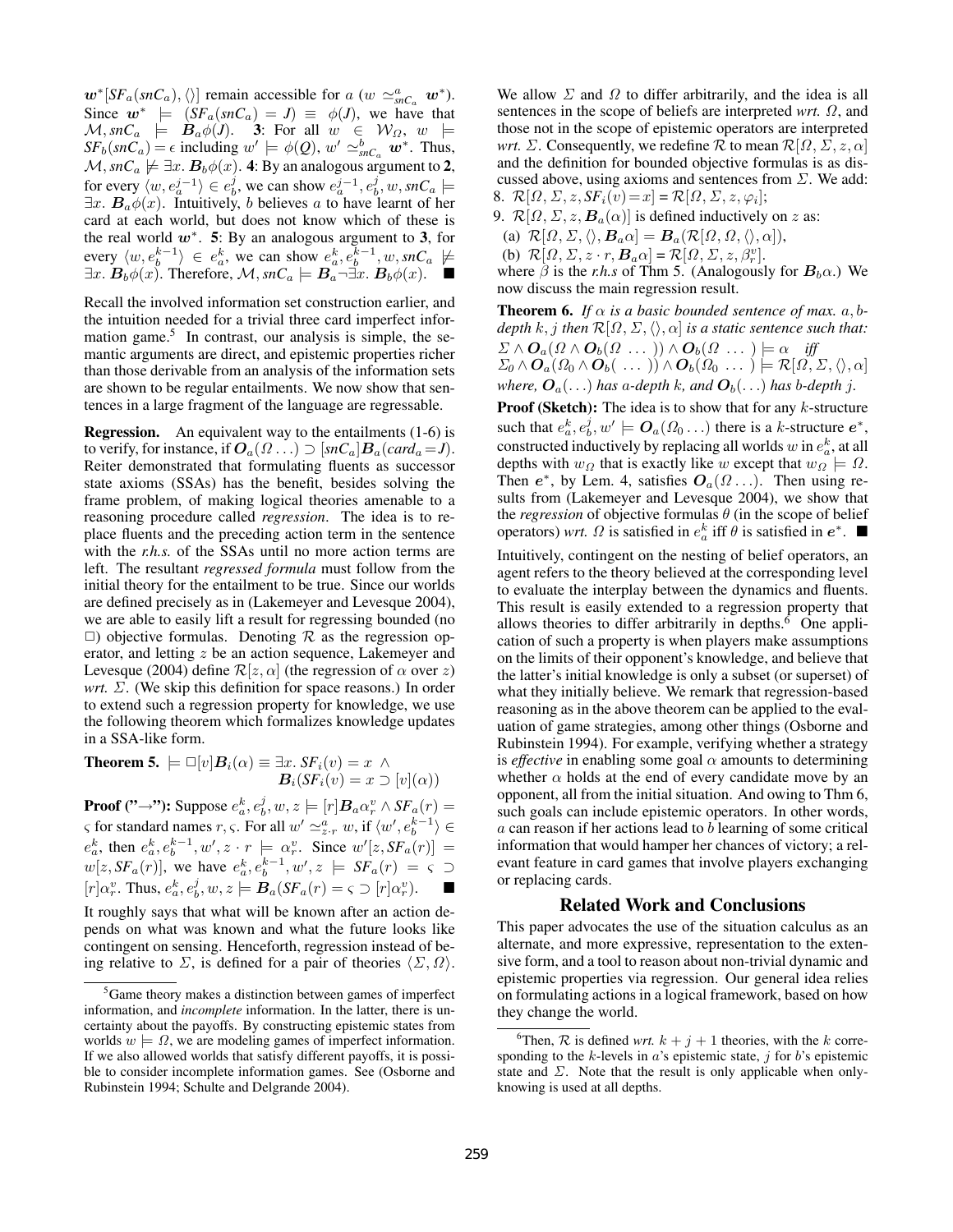$\boldsymbol{w}^*[SF_a(snC_a), \langle\rangle]$ remain accessible for $a$ ($w \simeq^a_{snC_a} \boldsymbol{w}^*$). Since $\boldsymbol{w}^* \models (SF_a(snC_a) = J) \equiv \phi(J)$, we have that $\mathcal{M}, snC_a \models \boldsymbol{B}_a\phi(J)$. **3**: For all $w \in \mathcal{W}_\Omega$, $w \models SF_b(snC_a) = \epsilon$ including $w' \models \phi(Q)$, $w' \simeq^b_{snC_a} \boldsymbol{w}^*$. Thus, $\mathcal{M}, snC_a \not\models \exists x.\ \boldsymbol{B}_b\phi(x)$. **4**: By an analogous argument to **2**, for every $\langle w, e_a^{j-1}\rangle \in e_b^j$, we can show $e_a^{j-1}, e_b^j, w, snC_a \models \exists x.\ \boldsymbol{B}_a\phi(x)$. Intuitively, $b$ believes $a$ to have learnt of her card at each world, but does not know which of these is the real world $\boldsymbol{w}^*$. **5**: By an analogous argument to **3**, for every $\langle w, e_b^{k-1}\rangle \in e_a^k$, we can show $e_a^k, e_b^{k-1}, w, snC_a \not\models \exists x.\ \boldsymbol{B}_b\phi(x)$. Therefore, $\mathcal{M}, snC_a \models \boldsymbol{B}_a\neg\exists x.\ \boldsymbol{B}_b\phi(x)$. ∎

Recall the involved information set construction earlier, and the intuition needed for a trivial three card imperfect information game.[5] In contrast, our analysis is simple, the semantic arguments are direct, and epistemic properties richer than those derivable from an analysis of the information sets are shown to be regular entailments. We now show that sentences in a large fragment of the language are regressable.

**Regression.** An equivalent way to the entailments (1-6) is to verify, for instance, if $\boldsymbol{O}_a(\Omega \ldots) \supset [snC_a]\boldsymbol{B}_a(card_a = J)$. Reiter demonstrated that formulating fluents as successor state axioms (SSAs) has the benefit, besides solving the frame problem, of making logical theories amenable to a reasoning procedure called *regression*. The idea is to replace fluents and the preceding action term in the sentence with the *r.h.s.* of the SSAs until no more action terms are left. The resultant *regressed formula* must follow from the initial theory for the entailment to be true. Since our worlds are defined precisely as in (Lakemeyer and Levesque 2004), we are able to easily lift a result for regressing bounded (no $\Box$) objective formulas. Denoting $\mathcal{R}$ as the regression operator, and letting $z$ be an action sequence, Lakemeyer and Levesque (2004) define $\mathcal{R}[z, \alpha]$ (the regression of $\alpha$ over $z$) *wrt.* $\Sigma$. (We skip this definition for space reasons.) In order to extend such a regression property for knowledge, we use the following theorem which formalizes knowledge updates in a SSA-like form.

**Theorem 5.** $\models \Box[v]\boldsymbol{B}_i(\alpha) \equiv \exists x.\ SF_i(v) = x\ \wedge$
$\boldsymbol{B}_i(SF_i(v) = x \supset [v](\alpha))$

**Proof ("→"):** Suppose $e_a^k, e_b^j, w, z \models [r]\boldsymbol{B}_a\alpha_r^v \wedge SF_a(r) = \varsigma$ for standard names $r, \varsigma$. For all $w' \simeq^a_{z\cdot r} w$, if $\langle w', e_b^{k-1}\rangle \in e_a^k$, then $e_a^k, e_b^{k-1}, w', z \cdot r \models \alpha_r^v$. Since $w'[z, SF_a(r)] = w[z, SF_a(r)]$, we have $e_a^k, e_b^{k-1}, w', z \models SF_a(r) = \varsigma \supset [r]\alpha_r^v$. Thus, $e_a^k, e_b^j, w, z \models \boldsymbol{B}_a(SF_a(r) = \varsigma \supset [r]\alpha_r^v)$. ∎

It roughly says that what will be known after an action depends on what was known and what the future looks like contingent on sensing. Henceforth, regression instead of being relative to $\Sigma$, is defined for a pair of theories $\langle\Sigma, \Omega\rangle$.

We allow $\Sigma$ and $\Omega$ to differ arbitrarily, and the idea is all sentences in the scope of beliefs are interpreted *wrt.* $\Omega$, and those not in the scope of epistemic operators are interpreted *wrt.* $\Sigma$. Consequently, we redefine $\mathcal{R}$ to mean $\mathcal{R}[\Omega, \Sigma, z, \alpha]$ and the definition for bounded objective formulas is as discussed above, using axioms and sentences from $\Sigma$. We add:

8. $\mathcal{R}[\Omega, \Sigma, z, SF_i(v) = x] = \mathcal{R}[\Omega, \Sigma, z, \varphi_i]$;
9. $\mathcal{R}[\Omega, \Sigma, z, \boldsymbol{B}_a(\alpha)]$ is defined inductively on $z$ as:
   (a) $\mathcal{R}[\Omega, \Sigma, \langle\rangle, \boldsymbol{B}_a\alpha] = \boldsymbol{B}_a(\mathcal{R}[\Omega, \Omega, \langle\rangle, \alpha])$,
   (b) $\mathcal{R}[\Omega, \Sigma, z \cdot r, \boldsymbol{B}_a\alpha] = \mathcal{R}[\Omega, \Sigma, z, \beta_r^v]$.

where $\beta$ is the *r.h.s* of Thm 5. (Analogously for $\boldsymbol{B}_b\alpha$.) We now discuss the main regression result.

**Theorem 6.** *If $\alpha$ is a basic bounded sentence of max. $a, b$-depth $k, j$ then $\mathcal{R}[\Omega, \Sigma, \langle\rangle, \alpha]$ is a static sentence such that:*
$\Sigma \wedge \boldsymbol{O}_a(\Omega \wedge \boldsymbol{O}_b(\Omega\ \ldots\ )) \wedge \boldsymbol{O}_b(\Omega\ \ldots\ ) \models \alpha$ *iff*
$\Sigma_0 \wedge \boldsymbol{O}_a(\Omega_0 \wedge \boldsymbol{O}_b(\ \ldots\ )) \wedge \boldsymbol{O}_b(\Omega_0\ \ldots\ ) \models \mathcal{R}[\Omega, \Sigma, \langle\rangle, \alpha]$
*where, $\boldsymbol{O}_a(\ldots)$ has $a$-depth $k$, and $\boldsymbol{O}_b(\ldots)$ has $b$-depth $j$.*

**Proof (Sketch):** The idea is to show that for any $k$-structure such that $e_a^k, e_b^j, w' \models \boldsymbol{O}_a(\Omega_0 \ldots)$ there is a $k$-structure $\boldsymbol{e}^*$, constructed inductively by replacing all worlds $w$ in $e_a^k$, at all depths with $w_\Omega$ that is exactly like $w$ except that $w_\Omega \models \Omega$. Then $\boldsymbol{e}^*$, by Lem. 4, satisfies $\boldsymbol{O}_a(\Omega \ldots)$. Then using results from (Lakemeyer and Levesque 2004), we show that the *regression* of objective formulas $\theta$ (in the scope of belief operators) *wrt.* $\Omega$ is satisfied in $e_a^k$ iff $\theta$ is satisfied in $\boldsymbol{e}^*$. ∎

Intuitively, contingent on the nesting of belief operators, an agent refers to the theory believed at the corresponding level to evaluate the interplay between the dynamics and fluents. This result is easily extended to a regression property that allows theories to differ arbitrarily in depths.[6] One application of such a property is when players make assumptions on the limits of their opponent's knowledge, and believe that the latter's initial knowledge is only a subset (or superset) of what they initially believe. We remark that regression-based reasoning as in the above theorem can be applied to the evaluation of game strategies, among other things (Osborne and Rubinstein 1994). For example, verifying whether a strategy is *effective* in enabling some goal $\alpha$ amounts to determining whether $\alpha$ holds at the end of every candidate move by an opponent, all from the initial situation. And owing to Thm 6, such goals can include epistemic operators. In other words, $a$ can reason if her actions lead to $b$ learning of some critical information that would hamper her chances of victory; a relevant feature in card games that involve players exchanging or replacing cards.

## Related Work and Conclusions

This paper advocates the use of the situation calculus as an alternate, and more expressive, representation to the extensive form, and a tool to reason about non-trivial dynamic and epistemic properties via regression. Our general idea relies on formulating actions in a logical framework, based on how they change the world.

[5] Game theory makes a distinction between games of imperfect information, and *incomplete* information. In the latter, there is uncertainty about the payoffs. By constructing epistemic states from worlds $w \models \Omega$, we are modeling games of imperfect information. If we also allowed worlds that satisfy different payoffs, it is possible to consider incomplete information games. See (Osborne and Rubinstein 1994; Schulte and Delgrande 2004).

[6] Then, $\mathcal{R}$ is defined *wrt.* $k + j + 1$ theories, with the $k$ corresponding to the $k$-levels in $a$'s epistemic state, $j$ for $b$'s epistemic state and $\Sigma$. Note that the result is only applicable when only-knowing is used at all depths.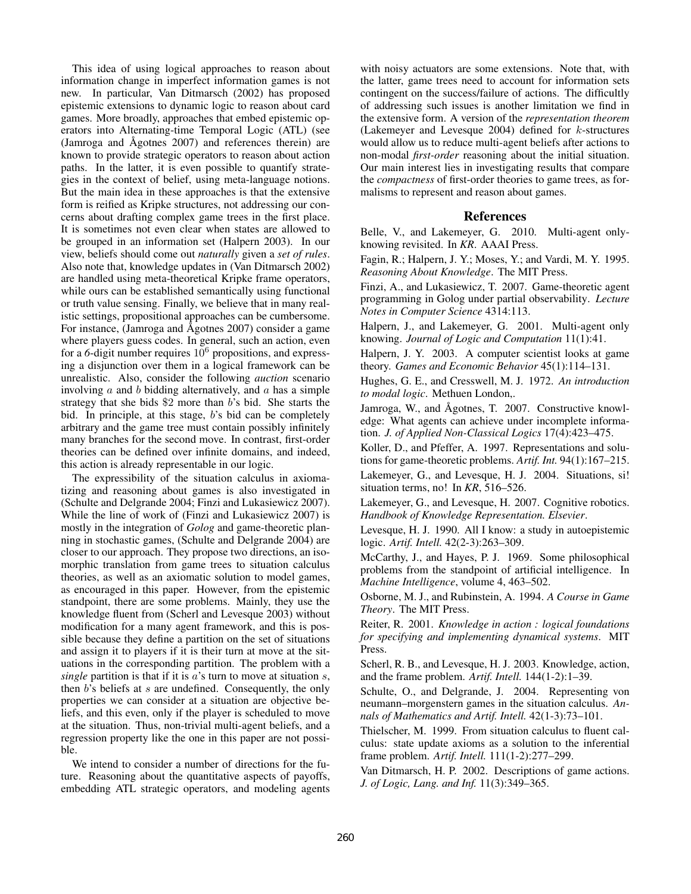This idea of using logical approaches to reason about information change in imperfect information games is not new. In particular, Van Ditmarsch (2002) has proposed epistemic extensions to dynamic logic to reason about card games. More broadly, approaches that embed epistemic operators into Alternating-time Temporal Logic (ATL) (see (Jamroga and Ågotnes 2007) and references therein) are known to provide strategic operators to reason about action paths. In the latter, it is even possible to quantify strategies in the context of belief, using meta-language notions. But the main idea in these approaches is that the extensive form is reified as Kripke structures, not addressing our concerns about drafting complex game trees in the first place. It is sometimes not even clear when states are allowed to be grouped in an information set (Halpern 2003). In our view, beliefs should come out *naturally* given a *set of rules*. Also note that, knowledge updates in (Van Ditmarsch 2002) are handled using meta-theoretical Kripke frame operators, while ours can be established semantically using functional or truth value sensing. Finally, we believe that in many realistic settings, propositional approaches can be cumbersome. For instance, (Jamroga and Ågotnes 2007) consider a game where players guess codes. In general, such an action, even for a *6*-digit number requires $10^6$ propositions, and expressing a disjunction over them in a logical framework can be unrealistic. Also, consider the following *auction* scenario involving $a$ and $b$ bidding alternatively, and $a$ has a simple strategy that she bids \$2 more than $b$'s bid. She starts the bid. In principle, at this stage, $b$'s bid can be completely arbitrary and the game tree must contain possibly infinitely many branches for the second move. In contrast, first-order theories can be defined over infinite domains, and indeed, this action is already representable in our logic.

The expressibility of the situation calculus in axiomatizing and reasoning about games is also investigated in (Schulte and Delgrande 2004; Finzi and Lukasiewicz 2007). While the line of work of (Finzi and Lukasiewicz 2007) is mostly in the integration of *Golog* and game-theoretic planning in stochastic games, (Schulte and Delgrande 2004) are closer to our approach. They propose two directions, an isomorphic translation from game trees to situation calculus theories, as well as an axiomatic solution to model games, as encouraged in this paper. However, from the epistemic standpoint, there are some problems. Mainly, they use the knowledge fluent from (Scherl and Levesque 2003) without modification for a many agent framework, and this is possible because they define a partition on the set of situations and assign it to players if it is their turn at move at the situations in the corresponding partition. The problem with a *single* partition is that if it is $a$'s turn to move at situation $s$, then $b$'s beliefs at $s$ are undefined. Consequently, the only properties we can consider at a situation are objective beliefs, and this even, only if the player is scheduled to move at the situation. Thus, non-trivial multi-agent beliefs, and a regression property like the one in this paper are not possible.

We intend to consider a number of directions for the future. Reasoning about the quantitative aspects of payoffs, embedding ATL strategic operators, and modeling agents with noisy actuators are some extensions. Note that, with the latter, game trees need to account for information sets contingent on the success/failure of actions. The difficultly of addressing such issues is another limitation we find in the extensive form. A version of the *representation theorem* (Lakemeyer and Levesque 2004) defined for $k$-structures would allow us to reduce multi-agent beliefs after actions to non-modal *first-order* reasoning about the initial situation. Our main interest lies in investigating results that compare the *compactness* of first-order theories to game trees, as formalisms to represent and reason about games.

## References

Belle, V., and Lakemeyer, G. 2010. Multi-agent only-knowing revisited. In *KR*. AAAI Press.

Fagin, R.; Halpern, J. Y.; Moses, Y.; and Vardi, M. Y. 1995. *Reasoning About Knowledge*. The MIT Press.

Finzi, A., and Lukasiewicz, T. 2007. Game-theoretic agent programming in Golog under partial observability. *Lecture Notes in Computer Science* 4314:113.

Halpern, J., and Lakemeyer, G. 2001. Multi-agent only knowing. *Journal of Logic and Computation* 11(1):41.

Halpern, J. Y. 2003. A computer scientist looks at game theory. *Games and Economic Behavior* 45(1):114–131.

Hughes, G. E., and Cresswell, M. J. 1972. *An introduction to modal logic*. Methuen London,.

Jamroga, W., and Ågotnes, T. 2007. Constructive knowledge: What agents can achieve under incomplete information. *J. of Applied Non-Classical Logics* 17(4):423–475.

Koller, D., and Pfeffer, A. 1997. Representations and solutions for game-theoretic problems. *Artif. Int.* 94(1):167–215.

Lakemeyer, G., and Levesque, H. J. 2004. Situations, si! situation terms, no! In *KR*, 516–526.

Lakemeyer, G., and Levesque, H. 2007. Cognitive robotics. *Handbook of Knowledge Representation. Elsevier*.

Levesque, H. J. 1990. All I know: a study in autoepistemic logic. *Artif. Intell.* 42(2-3):263–309.

McCarthy, J., and Hayes, P. J. 1969. Some philosophical problems from the standpoint of artificial intelligence. In *Machine Intelligence*, volume 4, 463–502.

Osborne, M. J., and Rubinstein, A. 1994. *A Course in Game Theory*. The MIT Press.

Reiter, R. 2001. *Knowledge in action : logical foundations for specifying and implementing dynamical systems*. MIT Press.

Scherl, R. B., and Levesque, H. J. 2003. Knowledge, action, and the frame problem. *Artif. Intell.* 144(1-2):1–39.

Schulte, O., and Delgrande, J. 2004. Representing von neumann–morgenstern games in the situation calculus. *Annals of Mathematics and Artif. Intell.* 42(1-3):73–101.

Thielscher, M. 1999. From situation calculus to fluent calculus: state update axioms as a solution to the inferential frame problem. *Artif. Intell.* 111(1-2):277–299.

Van Ditmarsch, H. P. 2002. Descriptions of game actions. *J. of Logic, Lang. and Inf.* 11(3):349–365.